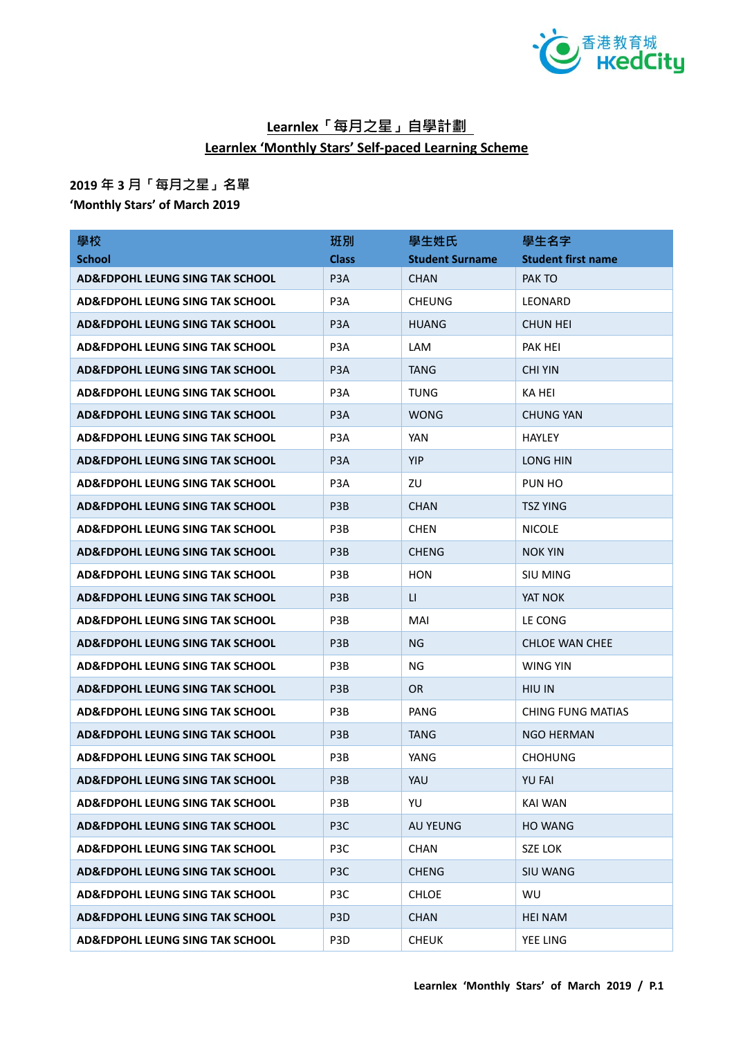## Learnlex「每月之星」自學計劃
## Learnlex 'Monthly Stars' Self-paced Learning Scheme

**2019 年 3 月「每月之星」名單**
**'Monthly Stars' of March 2019**

| 學校<br>School | 班別<br>Class | 學生姓氏<br>Student Surname | 學生名字<br>Student first name |
|---|---|---|---|
| **AD&FDPOHL LEUNG SING TAK SCHOOL** | P3A | CHAN | PAK TO |
| **AD&FDPOHL LEUNG SING TAK SCHOOL** | P3A | CHEUNG | LEONARD |
| **AD&FDPOHL LEUNG SING TAK SCHOOL** | P3A | HUANG | CHUN HEI |
| **AD&FDPOHL LEUNG SING TAK SCHOOL** | P3A | LAM | PAK HEI |
| **AD&FDPOHL LEUNG SING TAK SCHOOL** | P3A | TANG | CHI YIN |
| **AD&FDPOHL LEUNG SING TAK SCHOOL** | P3A | TUNG | KA HEI |
| **AD&FDPOHL LEUNG SING TAK SCHOOL** | P3A | WONG | CHUNG YAN |
| **AD&FDPOHL LEUNG SING TAK SCHOOL** | P3A | YAN | HAYLEY |
| **AD&FDPOHL LEUNG SING TAK SCHOOL** | P3A | YIP | LONG HIN |
| **AD&FDPOHL LEUNG SING TAK SCHOOL** | P3A | ZU | PUN HO |
| **AD&FDPOHL LEUNG SING TAK SCHOOL** | P3B | CHAN | TSZ YING |
| **AD&FDPOHL LEUNG SING TAK SCHOOL** | P3B | CHEN | NICOLE |
| **AD&FDPOHL LEUNG SING TAK SCHOOL** | P3B | CHENG | NOK YIN |
| **AD&FDPOHL LEUNG SING TAK SCHOOL** | P3B | HON | SIU MING |
| **AD&FDPOHL LEUNG SING TAK SCHOOL** | P3B | LI | YAT NOK |
| **AD&FDPOHL LEUNG SING TAK SCHOOL** | P3B | MAI | LE CONG |
| **AD&FDPOHL LEUNG SING TAK SCHOOL** | P3B | NG | CHLOE WAN CHEE |
| **AD&FDPOHL LEUNG SING TAK SCHOOL** | P3B | NG | WING YIN |
| **AD&FDPOHL LEUNG SING TAK SCHOOL** | P3B | OR | HIU IN |
| **AD&FDPOHL LEUNG SING TAK SCHOOL** | P3B | PANG | CHING FUNG MATIAS |
| **AD&FDPOHL LEUNG SING TAK SCHOOL** | P3B | TANG | NGO HERMAN |
| **AD&FDPOHL LEUNG SING TAK SCHOOL** | P3B | YANG | CHOHUNG |
| **AD&FDPOHL LEUNG SING TAK SCHOOL** | P3B | YAU | YU FAI |
| **AD&FDPOHL LEUNG SING TAK SCHOOL** | P3B | YU | KAI WAN |
| **AD&FDPOHL LEUNG SING TAK SCHOOL** | P3C | AU YEUNG | HO WANG |
| **AD&FDPOHL LEUNG SING TAK SCHOOL** | P3C | CHAN | SZE LOK |
| **AD&FDPOHL LEUNG SING TAK SCHOOL** | P3C | CHENG | SIU WANG |
| **AD&FDPOHL LEUNG SING TAK SCHOOL** | P3C | CHLOE | WU |
| **AD&FDPOHL LEUNG SING TAK SCHOOL** | P3D | CHAN | HEI NAM |
| **AD&FDPOHL LEUNG SING TAK SCHOOL** | P3D | CHEUK | YEE LING |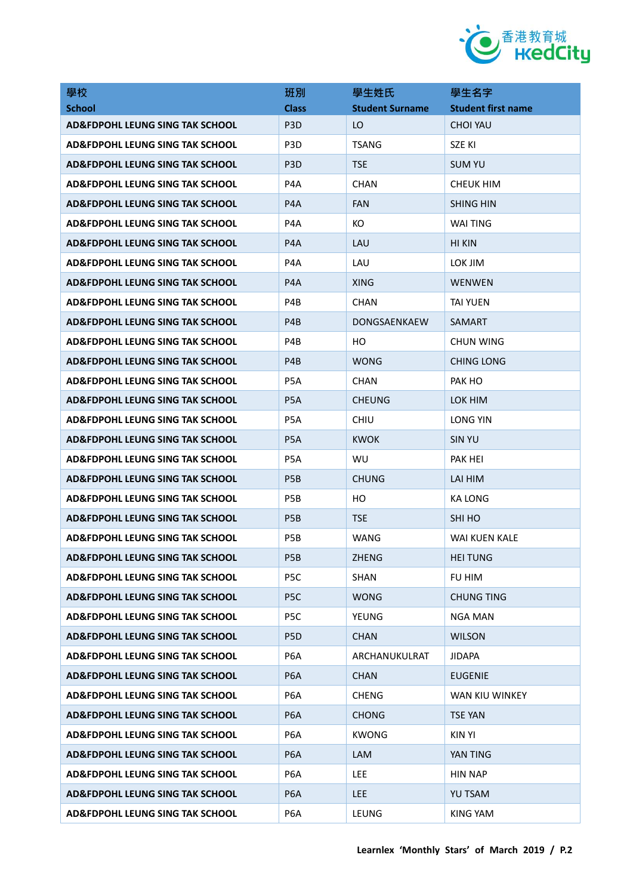| 學校<br>School | 班別<br>Class | 學生姓氏<br>Student Surname | 學生名字<br>Student first name |
|---|---|---|---|
| AD&FDPOHL LEUNG SING TAK SCHOOL | P3D | LO | CHOI YAU |
| AD&FDPOHL LEUNG SING TAK SCHOOL | P3D | TSANG | SZE KI |
| AD&FDPOHL LEUNG SING TAK SCHOOL | P3D | TSE | SUM YU |
| AD&FDPOHL LEUNG SING TAK SCHOOL | P4A | CHAN | CHEUK HIM |
| AD&FDPOHL LEUNG SING TAK SCHOOL | P4A | FAN | SHING HIN |
| AD&FDPOHL LEUNG SING TAK SCHOOL | P4A | KO | WAI TING |
| AD&FDPOHL LEUNG SING TAK SCHOOL | P4A | LAU | HI KIN |
| AD&FDPOHL LEUNG SING TAK SCHOOL | P4A | LAU | LOK JIM |
| AD&FDPOHL LEUNG SING TAK SCHOOL | P4A | XING | WENWEN |
| AD&FDPOHL LEUNG SING TAK SCHOOL | P4B | CHAN | TAI YUEN |
| AD&FDPOHL LEUNG SING TAK SCHOOL | P4B | DONGSAENKAEW | SAMART |
| AD&FDPOHL LEUNG SING TAK SCHOOL | P4B | HO | CHUN WING |
| AD&FDPOHL LEUNG SING TAK SCHOOL | P4B | WONG | CHING LONG |
| AD&FDPOHL LEUNG SING TAK SCHOOL | P5A | CHAN | PAK HO |
| AD&FDPOHL LEUNG SING TAK SCHOOL | P5A | CHEUNG | LOK HIM |
| AD&FDPOHL LEUNG SING TAK SCHOOL | P5A | CHIU | LONG YIN |
| AD&FDPOHL LEUNG SING TAK SCHOOL | P5A | KWOK | SIN YU |
| AD&FDPOHL LEUNG SING TAK SCHOOL | P5A | WU | PAK HEI |
| AD&FDPOHL LEUNG SING TAK SCHOOL | P5B | CHUNG | LAI HIM |
| AD&FDPOHL LEUNG SING TAK SCHOOL | P5B | HO | KA LONG |
| AD&FDPOHL LEUNG SING TAK SCHOOL | P5B | TSE | SHI HO |
| AD&FDPOHL LEUNG SING TAK SCHOOL | P5B | WANG | WAI KUEN KALE |
| AD&FDPOHL LEUNG SING TAK SCHOOL | P5B | ZHENG | HEI TUNG |
| AD&FDPOHL LEUNG SING TAK SCHOOL | P5C | SHAN | FU HIM |
| AD&FDPOHL LEUNG SING TAK SCHOOL | P5C | WONG | CHUNG TING |
| AD&FDPOHL LEUNG SING TAK SCHOOL | P5C | YEUNG | NGA MAN |
| AD&FDPOHL LEUNG SING TAK SCHOOL | P5D | CHAN | WILSON |
| AD&FDPOHL LEUNG SING TAK SCHOOL | P6A | ARCHANUKULRAT | JIDAPA |
| AD&FDPOHL LEUNG SING TAK SCHOOL | P6A | CHAN | EUGENIE |
| AD&FDPOHL LEUNG SING TAK SCHOOL | P6A | CHENG | WAN KIU WINKEY |
| AD&FDPOHL LEUNG SING TAK SCHOOL | P6A | CHONG | TSE YAN |
| AD&FDPOHL LEUNG SING TAK SCHOOL | P6A | KWONG | KIN YI |
| AD&FDPOHL LEUNG SING TAK SCHOOL | P6A | LAM | YAN TING |
| AD&FDPOHL LEUNG SING TAK SCHOOL | P6A | LEE | HIN NAP |
| AD&FDPOHL LEUNG SING TAK SCHOOL | P6A | LEE | YU TSAM |
| AD&FDPOHL LEUNG SING TAK SCHOOL | P6A | LEUNG | KING YAM |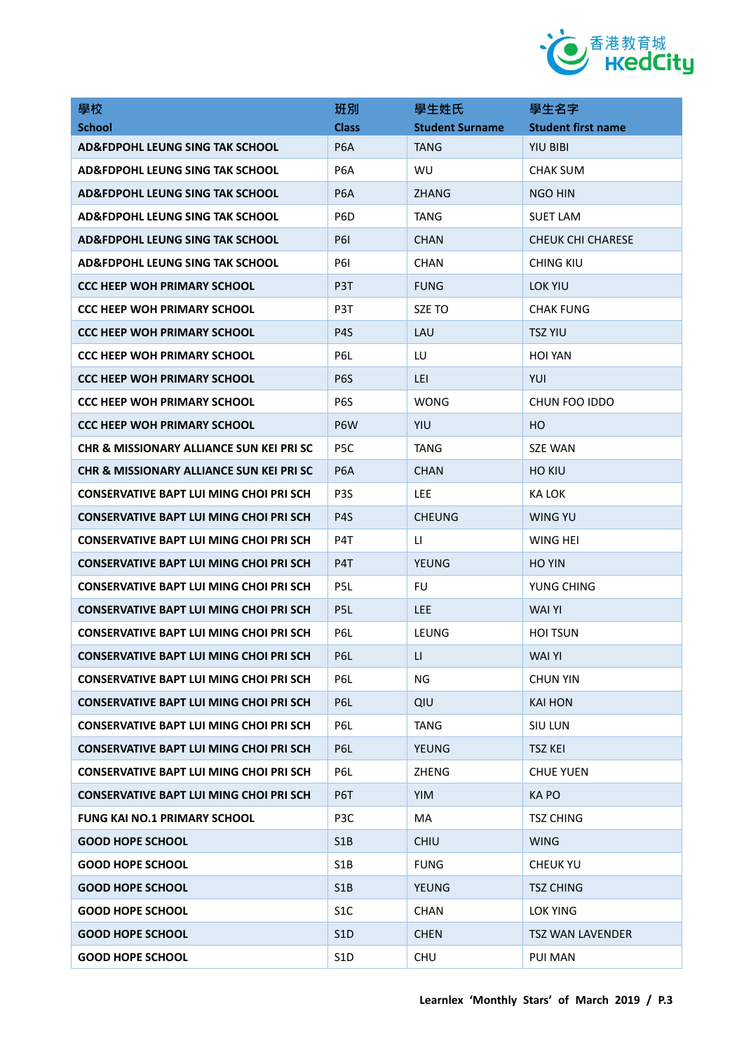| 學校<br>School | 班別<br>Class | 學生姓氏<br>Student Surname | 學生名字<br>Student first name |
|---|---|---|---|
| AD&FDPOHL LEUNG SING TAK SCHOOL | P6A | TANG | YIU BIBI |
| AD&FDPOHL LEUNG SING TAK SCHOOL | P6A | WU | CHAK SUM |
| AD&FDPOHL LEUNG SING TAK SCHOOL | P6A | ZHANG | NGO HIN |
| AD&FDPOHL LEUNG SING TAK SCHOOL | P6D | TANG | SUET LAM |
| AD&FDPOHL LEUNG SING TAK SCHOOL | P6I | CHAN | CHEUK CHI CHARESE |
| AD&FDPOHL LEUNG SING TAK SCHOOL | P6I | CHAN | CHING KIU |
| CCC HEEP WOH PRIMARY SCHOOL | P3T | FUNG | LOK YIU |
| CCC HEEP WOH PRIMARY SCHOOL | P3T | SZE TO | CHAK FUNG |
| CCC HEEP WOH PRIMARY SCHOOL | P4S | LAU | TSZ YIU |
| CCC HEEP WOH PRIMARY SCHOOL | P6L | LU | HOI YAN |
| CCC HEEP WOH PRIMARY SCHOOL | P6S | LEI | YUI |
| CCC HEEP WOH PRIMARY SCHOOL | P6S | WONG | CHUN FOO IDDO |
| CCC HEEP WOH PRIMARY SCHOOL | P6W | YIU | HO |
| CHR & MISSIONARY ALLIANCE SUN KEI PRI SC | P5C | TANG | SZE WAN |
| CHR & MISSIONARY ALLIANCE SUN KEI PRI SC | P6A | CHAN | HO KIU |
| CONSERVATIVE BAPT LUI MING CHOI PRI SCH | P3S | LEE | KA LOK |
| CONSERVATIVE BAPT LUI MING CHOI PRI SCH | P4S | CHEUNG | WING YU |
| CONSERVATIVE BAPT LUI MING CHOI PRI SCH | P4T | LI | WING HEI |
| CONSERVATIVE BAPT LUI MING CHOI PRI SCH | P4T | YEUNG | HO YIN |
| CONSERVATIVE BAPT LUI MING CHOI PRI SCH | P5L | FU | YUNG CHING |
| CONSERVATIVE BAPT LUI MING CHOI PRI SCH | P5L | LEE | WAI YI |
| CONSERVATIVE BAPT LUI MING CHOI PRI SCH | P6L | LEUNG | HOI TSUN |
| CONSERVATIVE BAPT LUI MING CHOI PRI SCH | P6L | LI | WAI YI |
| CONSERVATIVE BAPT LUI MING CHOI PRI SCH | P6L | NG | CHUN YIN |
| CONSERVATIVE BAPT LUI MING CHOI PRI SCH | P6L | QIU | KAI HON |
| CONSERVATIVE BAPT LUI MING CHOI PRI SCH | P6L | TANG | SIU LUN |
| CONSERVATIVE BAPT LUI MING CHOI PRI SCH | P6L | YEUNG | TSZ KEI |
| CONSERVATIVE BAPT LUI MING CHOI PRI SCH | P6L | ZHENG | CHUE YUEN |
| CONSERVATIVE BAPT LUI MING CHOI PRI SCH | P6T | YIM | KA PO |
| FUNG KAI NO.1 PRIMARY SCHOOL | P3C | MA | TSZ CHING |
| GOOD HOPE SCHOOL | S1B | CHIU | WING |
| GOOD HOPE SCHOOL | S1B | FUNG | CHEUK YU |
| GOOD HOPE SCHOOL | S1B | YEUNG | TSZ CHING |
| GOOD HOPE SCHOOL | S1C | CHAN | LOK YING |
| GOOD HOPE SCHOOL | S1D | CHEN | TSZ WAN LAVENDER |
| GOOD HOPE SCHOOL | S1D | CHU | PUI MAN |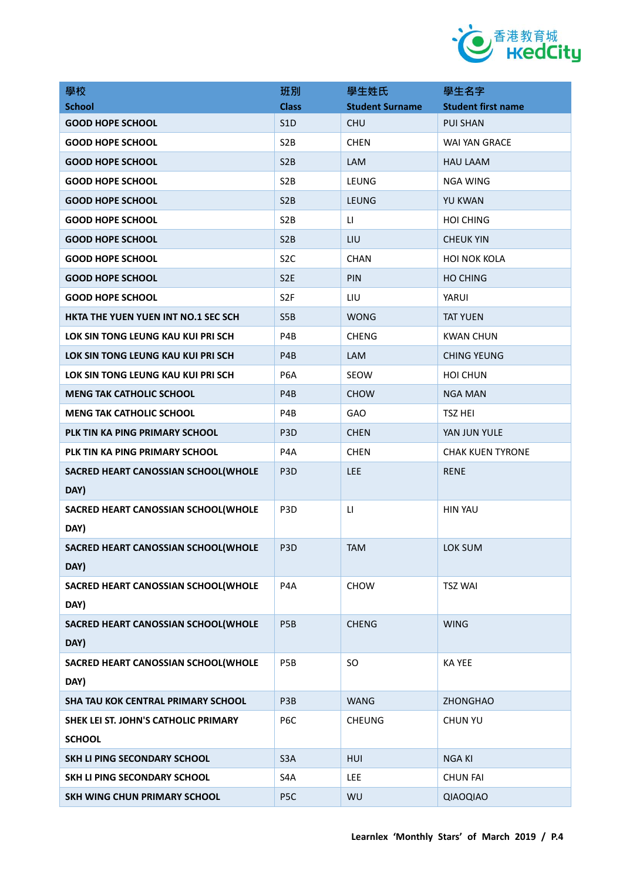| 學校<br>School | 班別<br>Class | 學生姓氏<br>Student Surname | 學生名字<br>Student first name |
|---|---|---|---|
| GOOD HOPE SCHOOL | S1D | CHU | PUI SHAN |
| GOOD HOPE SCHOOL | S2B | CHEN | WAI YAN GRACE |
| GOOD HOPE SCHOOL | S2B | LAM | HAU LAAM |
| GOOD HOPE SCHOOL | S2B | LEUNG | NGA WING |
| GOOD HOPE SCHOOL | S2B | LEUNG | YU KWAN |
| GOOD HOPE SCHOOL | S2B | LI | HOI CHING |
| GOOD HOPE SCHOOL | S2B | LIU | CHEUK YIN |
| GOOD HOPE SCHOOL | S2C | CHAN | HOI NOK KOLA |
| GOOD HOPE SCHOOL | S2E | PIN | HO CHING |
| GOOD HOPE SCHOOL | S2F | LIU | YARUI |
| HKTA THE YUEN YUEN INT NO.1 SEC SCH | S5B | WONG | TAT YUEN |
| LOK SIN TONG LEUNG KAU KUI PRI SCH | P4B | CHENG | KWAN CHUN |
| LOK SIN TONG LEUNG KAU KUI PRI SCH | P4B | LAM | CHING YEUNG |
| LOK SIN TONG LEUNG KAU KUI PRI SCH | P6A | SEOW | HOI CHUN |
| MENG TAK CATHOLIC SCHOOL | P4B | CHOW | NGA MAN |
| MENG TAK CATHOLIC SCHOOL | P4B | GAO | TSZ HEI |
| PLK TIN KA PING PRIMARY SCHOOL | P3D | CHEN | YAN JUN YULE |
| PLK TIN KA PING PRIMARY SCHOOL | P4A | CHEN | CHAK KUEN TYRONE |
| SACRED HEART CANOSSIAN SCHOOL(WHOLE DAY) | P3D | LEE | RENE |
| SACRED HEART CANOSSIAN SCHOOL(WHOLE DAY) | P3D | LI | HIN YAU |
| SACRED HEART CANOSSIAN SCHOOL(WHOLE DAY) | P3D | TAM | LOK SUM |
| SACRED HEART CANOSSIAN SCHOOL(WHOLE DAY) | P4A | CHOW | TSZ WAI |
| SACRED HEART CANOSSIAN SCHOOL(WHOLE DAY) | P5B | CHENG | WING |
| SACRED HEART CANOSSIAN SCHOOL(WHOLE DAY) | P5B | SO | KA YEE |
| SHA TAU KOK CENTRAL PRIMARY SCHOOL | P3B | WANG | ZHONGHAO |
| SHEK LEI ST. JOHN'S CATHOLIC PRIMARY SCHOOL | P6C | CHEUNG | CHUN YU |
| SKH LI PING SECONDARY SCHOOL | S3A | HUI | NGA KI |
| SKH LI PING SECONDARY SCHOOL | S4A | LEE | CHUN FAI |
| SKH WING CHUN PRIMARY SCHOOL | P5C | WU | QIAOQIAO |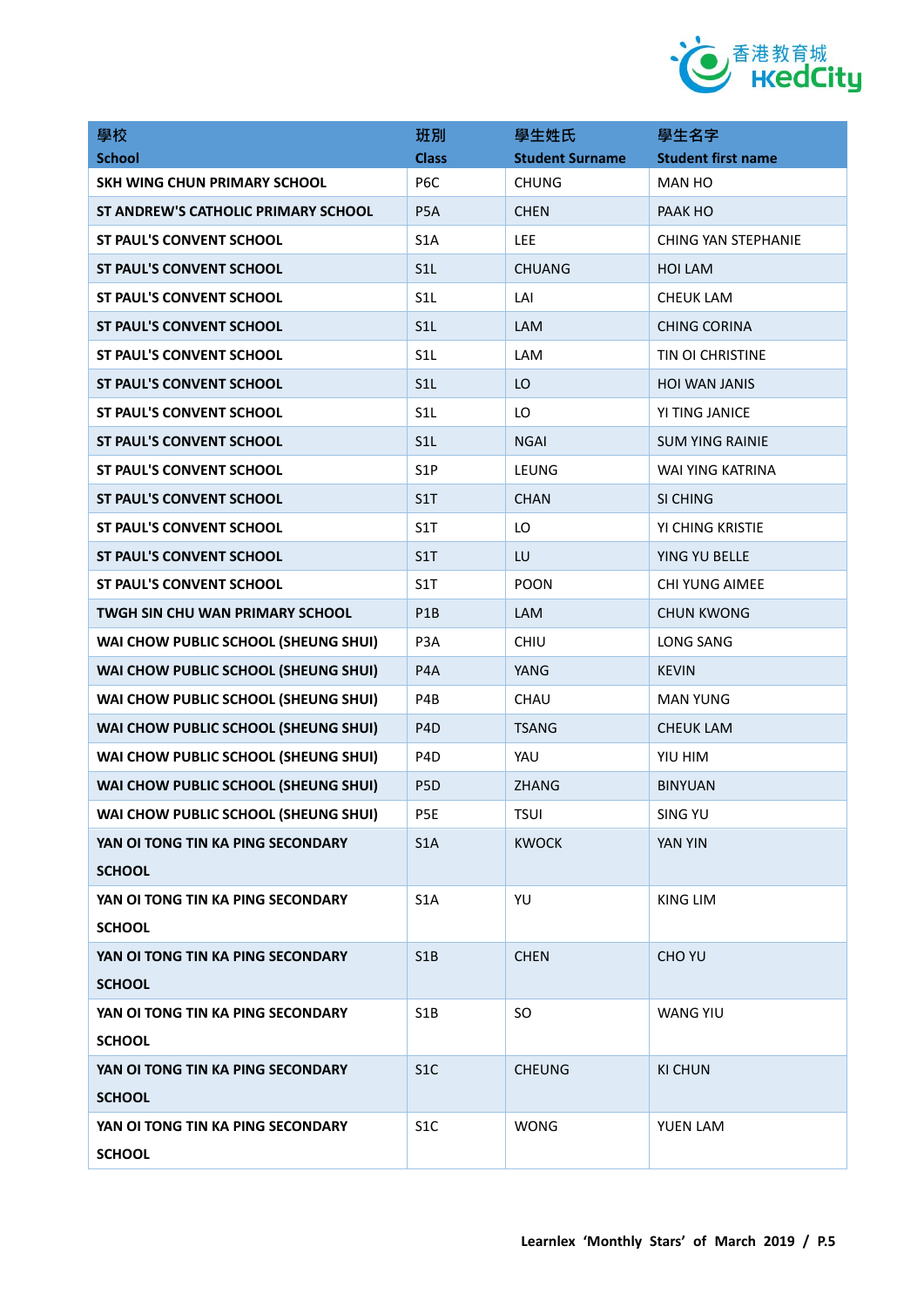| 學校<br>School | 班別<br>Class | 學生姓氏<br>Student Surname | 學生名字<br>Student first name |
|---|---|---|---|
| SKH WING CHUN PRIMARY SCHOOL | P6C | CHUNG | MAN HO |
| ST ANDREW'S CATHOLIC PRIMARY SCHOOL | P5A | CHEN | PAAK HO |
| ST PAUL'S CONVENT SCHOOL | S1A | LEE | CHING YAN STEPHANIE |
| ST PAUL'S CONVENT SCHOOL | S1L | CHUANG | HOI LAM |
| ST PAUL'S CONVENT SCHOOL | S1L | LAI | CHEUK LAM |
| ST PAUL'S CONVENT SCHOOL | S1L | LAM | CHING CORINA |
| ST PAUL'S CONVENT SCHOOL | S1L | LAM | TIN OI CHRISTINE |
| ST PAUL'S CONVENT SCHOOL | S1L | LO | HOI WAN JANIS |
| ST PAUL'S CONVENT SCHOOL | S1L | LO | YI TING JANICE |
| ST PAUL'S CONVENT SCHOOL | S1L | NGAI | SUM YING RAINIE |
| ST PAUL'S CONVENT SCHOOL | S1P | LEUNG | WAI YING KATRINA |
| ST PAUL'S CONVENT SCHOOL | S1T | CHAN | SI CHING |
| ST PAUL'S CONVENT SCHOOL | S1T | LO | YI CHING KRISTIE |
| ST PAUL'S CONVENT SCHOOL | S1T | LU | YING YU BELLE |
| ST PAUL'S CONVENT SCHOOL | S1T | POON | CHI YUNG AIMEE |
| TWGH SIN CHU WAN PRIMARY SCHOOL | P1B | LAM | CHUN KWONG |
| WAI CHOW PUBLIC SCHOOL (SHEUNG SHUI) | P3A | CHIU | LONG SANG |
| WAI CHOW PUBLIC SCHOOL (SHEUNG SHUI) | P4A | YANG | KEVIN |
| WAI CHOW PUBLIC SCHOOL (SHEUNG SHUI) | P4B | CHAU | MAN YUNG |
| WAI CHOW PUBLIC SCHOOL (SHEUNG SHUI) | P4D | TSANG | CHEUK LAM |
| WAI CHOW PUBLIC SCHOOL (SHEUNG SHUI) | P4D | YAU | YIU HIM |
| WAI CHOW PUBLIC SCHOOL (SHEUNG SHUI) | P5D | ZHANG | BINYUAN |
| WAI CHOW PUBLIC SCHOOL (SHEUNG SHUI) | P5E | TSUI | SING YU |
| YAN OI TONG TIN KA PING SECONDARY SCHOOL | S1A | KWOCK | YAN YIN |
| YAN OI TONG TIN KA PING SECONDARY SCHOOL | S1A | YU | KING LIM |
| YAN OI TONG TIN KA PING SECONDARY SCHOOL | S1B | CHEN | CHO YU |
| YAN OI TONG TIN KA PING SECONDARY SCHOOL | S1B | SO | WANG YIU |
| YAN OI TONG TIN KA PING SECONDARY SCHOOL | S1C | CHEUNG | KI CHUN |
| YAN OI TONG TIN KA PING SECONDARY SCHOOL | S1C | WONG | YUEN LAM |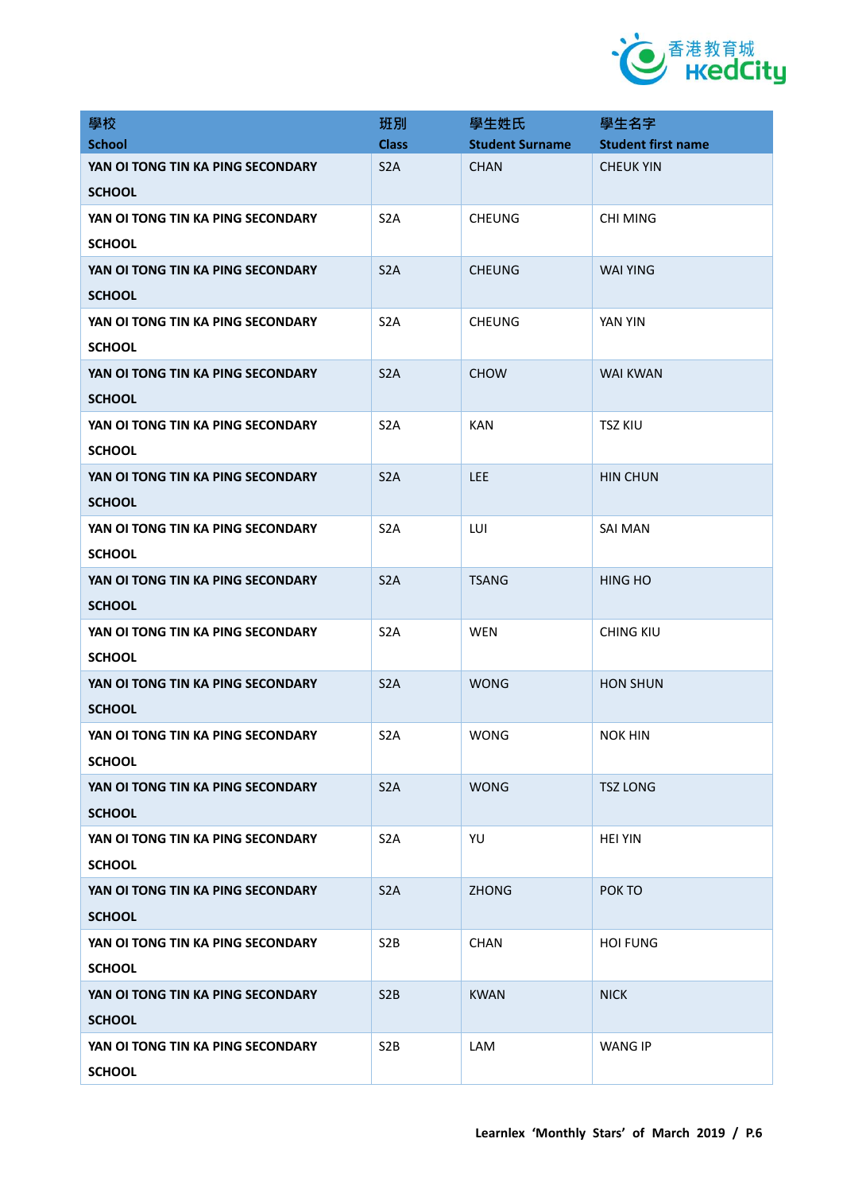| 學校<br>School | 班別<br>Class | 學生姓氏<br>Student Surname | 學生名字<br>Student first name |
|---|---|---|---|
| YAN OI TONG TIN KA PING SECONDARY SCHOOL | S2A | CHAN | CHEUK YIN |
| YAN OI TONG TIN KA PING SECONDARY SCHOOL | S2A | CHEUNG | CHI MING |
| YAN OI TONG TIN KA PING SECONDARY SCHOOL | S2A | CHEUNG | WAI YING |
| YAN OI TONG TIN KA PING SECONDARY SCHOOL | S2A | CHEUNG | YAN YIN |
| YAN OI TONG TIN KA PING SECONDARY SCHOOL | S2A | CHOW | WAI KWAN |
| YAN OI TONG TIN KA PING SECONDARY SCHOOL | S2A | KAN | TSZ KIU |
| YAN OI TONG TIN KA PING SECONDARY SCHOOL | S2A | LEE | HIN CHUN |
| YAN OI TONG TIN KA PING SECONDARY SCHOOL | S2A | LUI | SAI MAN |
| YAN OI TONG TIN KA PING SECONDARY SCHOOL | S2A | TSANG | HING HO |
| YAN OI TONG TIN KA PING SECONDARY SCHOOL | S2A | WEN | CHING KIU |
| YAN OI TONG TIN KA PING SECONDARY SCHOOL | S2A | WONG | HON SHUN |
| YAN OI TONG TIN KA PING SECONDARY SCHOOL | S2A | WONG | NOK HIN |
| YAN OI TONG TIN KA PING SECONDARY SCHOOL | S2A | WONG | TSZ LONG |
| YAN OI TONG TIN KA PING SECONDARY SCHOOL | S2A | YU | HEI YIN |
| YAN OI TONG TIN KA PING SECONDARY SCHOOL | S2A | ZHONG | POK TO |
| YAN OI TONG TIN KA PING SECONDARY SCHOOL | S2B | CHAN | HOI FUNG |
| YAN OI TONG TIN KA PING SECONDARY SCHOOL | S2B | KWAN | NICK |
| YAN OI TONG TIN KA PING SECONDARY SCHOOL | S2B | LAM | WANG IP |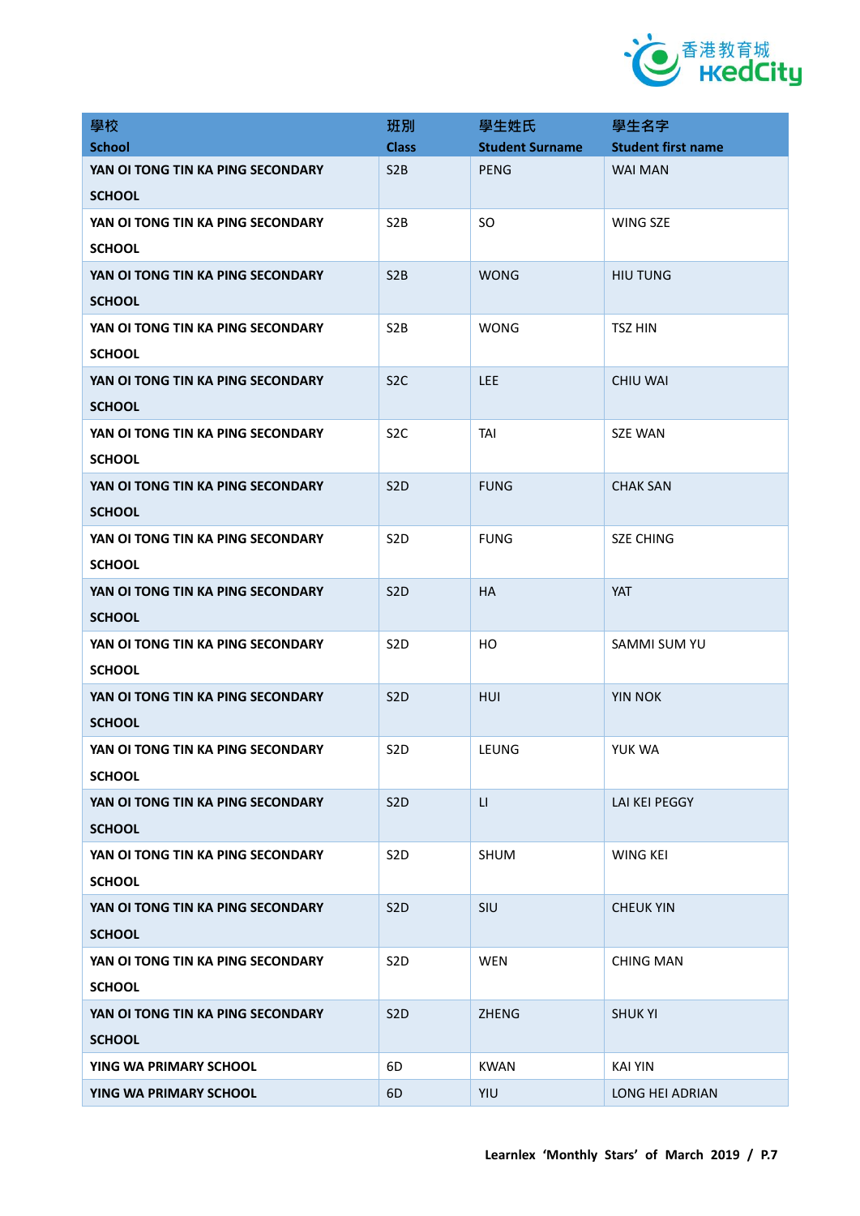| 學校<br>School | 班別<br>Class | 學生姓氏<br>Student Surname | 學生名字<br>Student first name |
|---|---|---|---|
| **YAN OI TONG TIN KA PING SECONDARY SCHOOL** | S2B | PENG | WAI MAN |
| **YAN OI TONG TIN KA PING SECONDARY SCHOOL** | S2B | SO | WING SZE |
| **YAN OI TONG TIN KA PING SECONDARY SCHOOL** | S2B | WONG | HIU TUNG |
| **YAN OI TONG TIN KA PING SECONDARY SCHOOL** | S2B | WONG | TSZ HIN |
| **YAN OI TONG TIN KA PING SECONDARY SCHOOL** | S2C | LEE | CHIU WAI |
| **YAN OI TONG TIN KA PING SECONDARY SCHOOL** | S2C | TAI | SZE WAN |
| **YAN OI TONG TIN KA PING SECONDARY SCHOOL** | S2D | FUNG | CHAK SAN |
| **YAN OI TONG TIN KA PING SECONDARY SCHOOL** | S2D | FUNG | SZE CHING |
| **YAN OI TONG TIN KA PING SECONDARY SCHOOL** | S2D | HA | YAT |
| **YAN OI TONG TIN KA PING SECONDARY SCHOOL** | S2D | HO | SAMMI SUM YU |
| **YAN OI TONG TIN KA PING SECONDARY SCHOOL** | S2D | HUI | YIN NOK |
| **YAN OI TONG TIN KA PING SECONDARY SCHOOL** | S2D | LEUNG | YUK WA |
| **YAN OI TONG TIN KA PING SECONDARY SCHOOL** | S2D | LI | LAI KEI PEGGY |
| **YAN OI TONG TIN KA PING SECONDARY SCHOOL** | S2D | SHUM | WING KEI |
| **YAN OI TONG TIN KA PING SECONDARY SCHOOL** | S2D | SIU | CHEUK YIN |
| **YAN OI TONG TIN KA PING SECONDARY SCHOOL** | S2D | WEN | CHING MAN |
| **YAN OI TONG TIN KA PING SECONDARY SCHOOL** | S2D | ZHENG | SHUK YI |
| **YING WA PRIMARY SCHOOL** | 6D | KWAN | KAI YIN |
| **YING WA PRIMARY SCHOOL** | 6D | YIU | LONG HEI ADRIAN |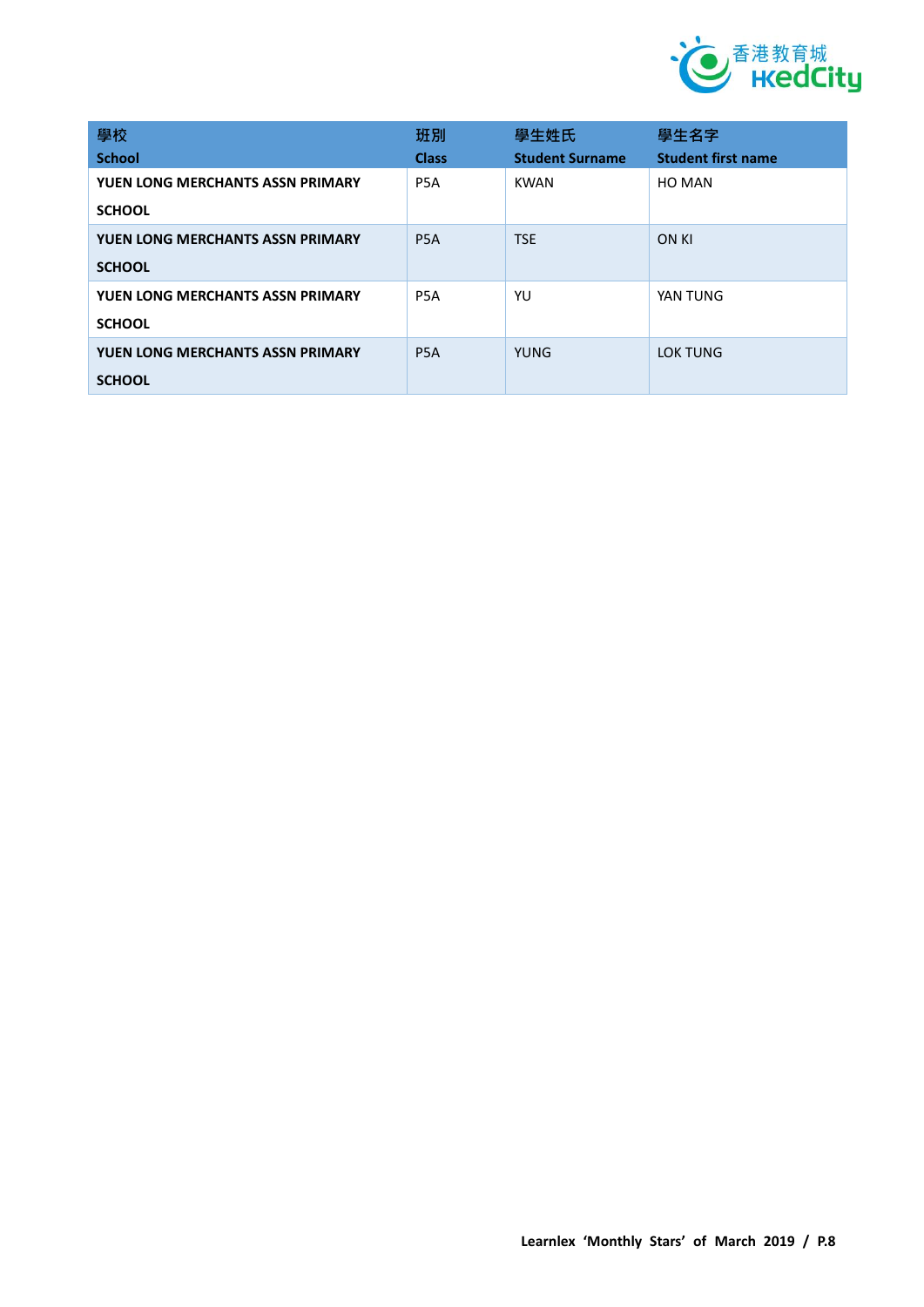| 學校<br>School | 班別<br>Class | 學生姓氏<br>Student Surname | 學生名字<br>Student first name |
|---|---|---|---|
| **YUEN LONG MERCHANTS ASSN PRIMARY SCHOOL** | P5A | KWAN | HO MAN |
| **YUEN LONG MERCHANTS ASSN PRIMARY SCHOOL** | P5A | TSE | ON KI |
| **YUEN LONG MERCHANTS ASSN PRIMARY SCHOOL** | P5A | YU | YAN TUNG |
| **YUEN LONG MERCHANTS ASSN PRIMARY SCHOOL** | P5A | YUNG | LOK TUNG |